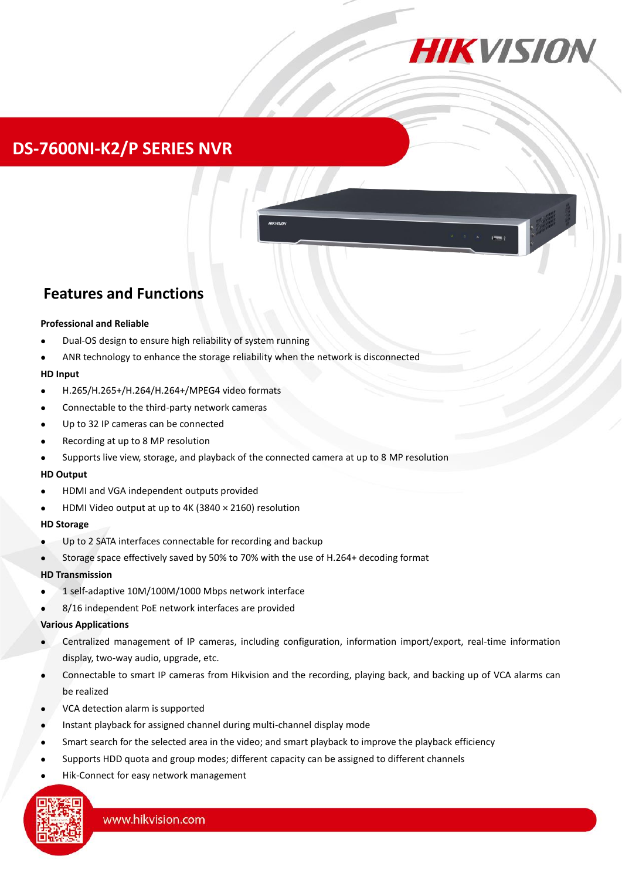# DS-7600NI-K2/P SERIES NVR

## Features and Functions

**Professional and Reliable**

- Dual-OS design to ensure high reliability of system running
- ANR technology to enhance the storage reliability when the network is disconnected

**HD Input**

- H.265/H.265+/H.264/H.264+/MPEG4 video formats
- Connectable to the third-party network cameras
- Up to 32 IP cameras can be connected
- Recording at up to 8 MP resolution
- Supports live view, storage, and playback of the connected camera at up to 8 MP resolution

**HD Output**

- HDMI and VGA independent outputs provided
- HDMI Video output at up to 4K (3840 × 2160) resolution

**HD Storage**

- Up to 2 SATA interfaces connectable for recording and backup
- Storage space effectively saved by 50% to 70% with the use of H.264+ decoding format

**HD Transmission**

- 1 self-adaptive 10M/100M/1000 Mbps network interface
- 8/16 independent PoE network interfaces are provided

**Various Applications**

- Centralized management of IP cameras, including configuration, information import/export, real-time information display, two-way audio, upgrade, etc.
- Connectable to smart IP cameras from Hikvision and the recording, playing back, and backing up of VCA alarms can be realized
- VCA detection alarm is supported
- Instant playback for assigned channel during multi-channel display mode
- Smart search for the selected area in the video; and smart playback to improve the playback efficiency
- Supports HDD quota and group modes; different capacity can be assigned to different channels
- Hik-Connect for easy network management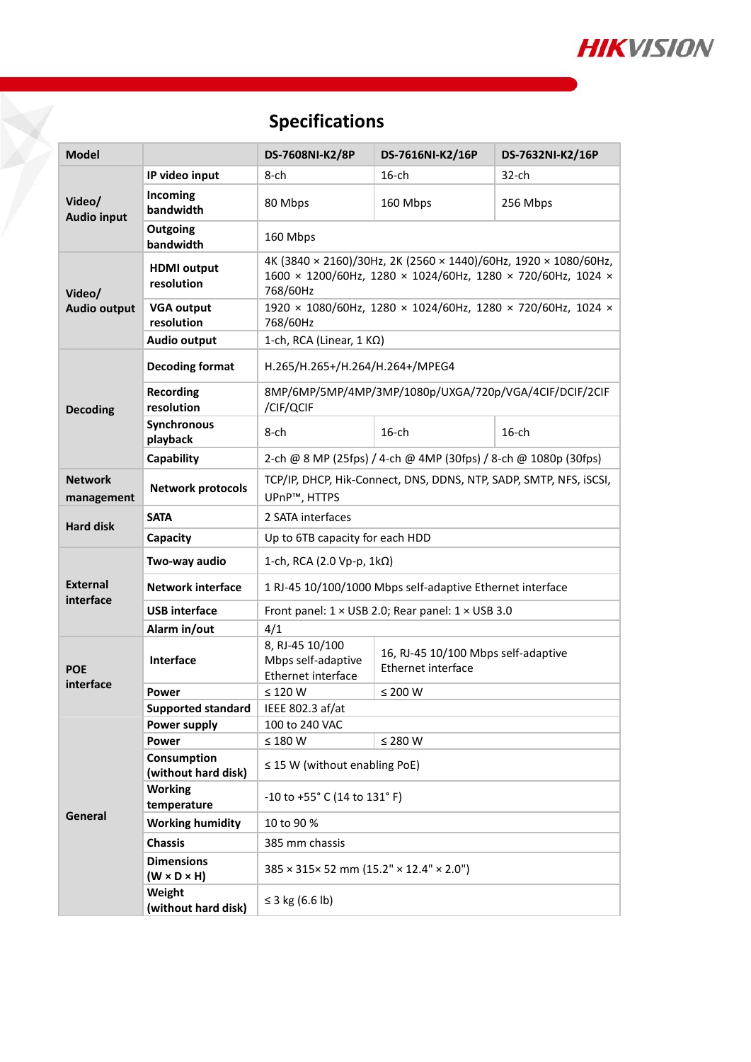## Specifications

| Model | | DS-7608NI-K2/8P | DS-7616NI-K2/16P | DS-7632NI-K2/16P |
|---|---|---|---|---|
| Video/ Audio input | IP video input | 8-ch | 16-ch | 32-ch |
| | Incoming bandwidth | 80 Mbps | 160 Mbps | 256 Mbps |
| | Outgoing bandwidth | 160 Mbps | | |
| Video/ Audio output | HDMI output resolution | 4K (3840 × 2160)/30Hz, 2K (2560 × 1440)/60Hz, 1920 × 1080/60Hz, 1600 × 1200/60Hz, 1280 × 1024/60Hz, 1280 × 720/60Hz, 1024 × 768/60Hz | | |
| | VGA output resolution | 1920 × 1080/60Hz, 1280 × 1024/60Hz, 1280 × 720/60Hz, 1024 × 768/60Hz | | |
| | Audio output | 1-ch, RCA (Linear, 1 KΩ) | | |
| Decoding | Decoding format | H.265/H.265+/H.264/H.264+/MPEG4 | | |
| | Recording resolution | 8MP/6MP/5MP/4MP/3MP/1080p/UXGA/720p/VGA/4CIF/DCIF/2CIF/CIF/QCIF | | |
| | Synchronous playback | 8-ch | 16-ch | 16-ch |
| | Capability | 2-ch @ 8 MP (25fps) / 4-ch @ 4MP (30fps) / 8-ch @ 1080p (30fps) | | |
| Network management | Network protocols | TCP/IP, DHCP, Hik-Connect, DNS, DDNS, NTP, SADP, SMTP, NFS, iSCSI, UPnP™, HTTPS | | |
| Hard disk | SATA | 2 SATA interfaces | | |
| | Capacity | Up to 6TB capacity for each HDD | | |
| External interface | Two-way audio | 1-ch, RCA (2.0 Vp-p, 1kΩ) | | |
| | Network interface | 1 RJ-45 10/100/1000 Mbps self-adaptive Ethernet interface | | |
| | USB interface | Front panel: 1 × USB 2.0; Rear panel: 1 × USB 3.0 | | |
| | Alarm in/out | 4/1 | | |
| POE interface | Interface | 8, RJ-45 10/100 Mbps self-adaptive Ethernet interface | 16, RJ-45 10/100 Mbps self-adaptive Ethernet interface | |
| | Power | ≤ 120 W | ≤ 200 W | |
| | Supported standard | IEEE 802.3 af/at | | |
| General | Power supply | 100 to 240 VAC | | |
| | Power | ≤ 180 W | ≤ 280 W | |
| | Consumption (without hard disk) | ≤ 15 W (without enabling PoE) | | |
| | Working temperature | -10 to +55° C (14 to 131° F) | | |
| | Working humidity | 10 to 90 % | | |
| | Chassis | 385 mm chassis | | |
| | Dimensions (W × D × H) | 385 × 315× 52 mm (15.2" × 12.4" × 2.0") | | |
| | Weight (without hard disk) | ≤ 3 kg (6.6 lb) | | |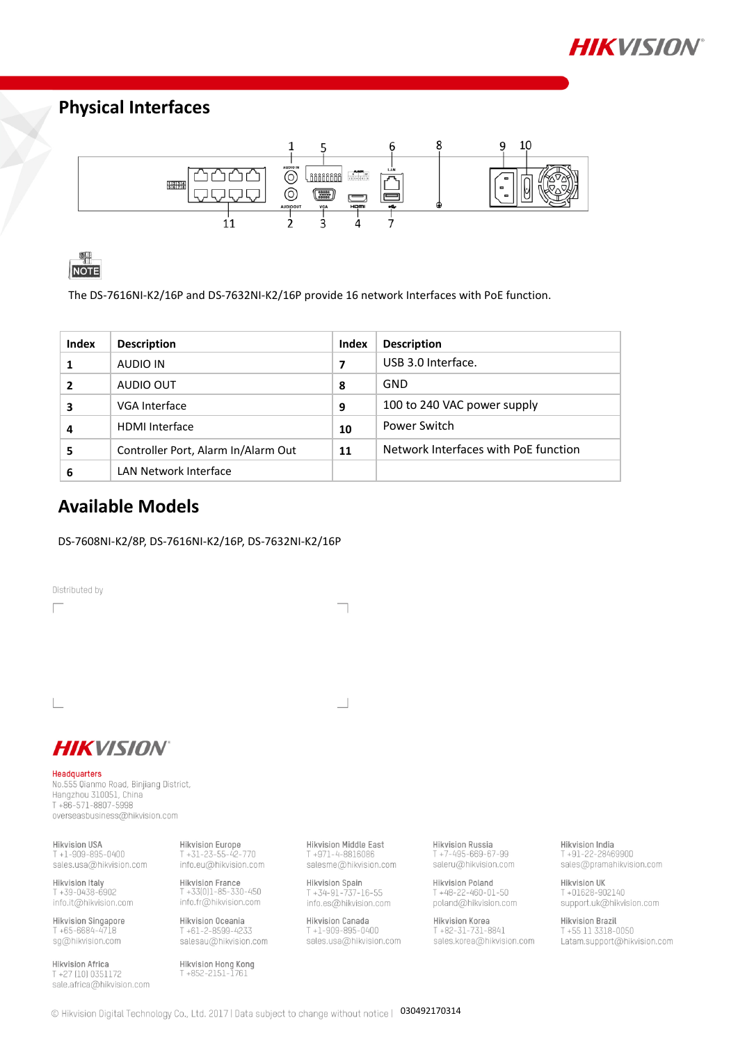## Physical Interfaces

1 5 6 8 9 10

AUDIO IN ALARM LAN

AUDIO OUT VGA HDMI

11 2 3 4 7

NOTE

The DS-7616NI-K2/16P and DS-7632NI-K2/16P provide 16 network Interfaces with PoE function.

| Index | Description | Index | Description |
|---|---|---|---|
| 1 | AUDIO IN | 7 | USB 3.0 Interface. |
| 2 | AUDIO OUT | 8 | GND |
| 3 | VGA Interface | 9 | 100 to 240 VAC power supply |
| 4 | HDMI Interface | 10 | Power Switch |
| 5 | Controller Port, Alarm In/Alarm Out | 11 | Network Interfaces with PoE function |
| 6 | LAN Network Interface | | |

## Available Models

DS-7608NI-K2/8P, DS-7616NI-K2/16P, DS-7632NI-K2/16P

Distributed by

HIKVISION

**Headquarters**
No.555 Qianmo Road, Binjiang District,
Hangzhou 310051, China
T +86-571-8807-5998
overseasbusiness@hikvision.com

Hikvision USA
T +1-909-895-0400
sales.usa@hikvision.com

Hikvision Europe
T +31-23-55-42-770
info.eu@hikvision.com

Hikvision Middle East
T +971-4-8816086
salesme@hikvision.com

Hikvision Russia
T +7-495-669-67-99
saleru@hikvision.com

Hikvision India
T +91-22-28469900
sales@pramahikvision.com

Hikvision Italy
T +39-0438-6902
info.it@hikvision.com

Hikvision France
T +33(0)1-85-330-450
info.fr@hikvision.com

Hikvision Spain
T +34-91-737-16-55
info.es@hikvision.com

Hikvision Poland
T +48-22-460-01-50
poland@hikvision.com

Hikvision UK
T +01628-902140
support.uk@hikvision.com

Hikvision Singapore
T +65-6684-4718
sg@hikvision.com

Hikvision Oceania
T +61-2-8599-4233
salesau@hikvision.com

Hikvision Canada
T +1-909-895-0400
sales.usa@hikvision.com

Hikvision Korea
T +82-31-731-8841
sales.korea@hikvision.com

Hikvision Brazil
T +55 11 3318-0050
Latam.support@hikvision.com

Hikvision Africa
T +27 (10) 0351172
sale.africa@hikvision.com

Hikvision Hong Kong
T +852-2151-1761

© Hikvision Digital Technology Co., Ltd. 2017 | Data subject to change without notice | 030492170314